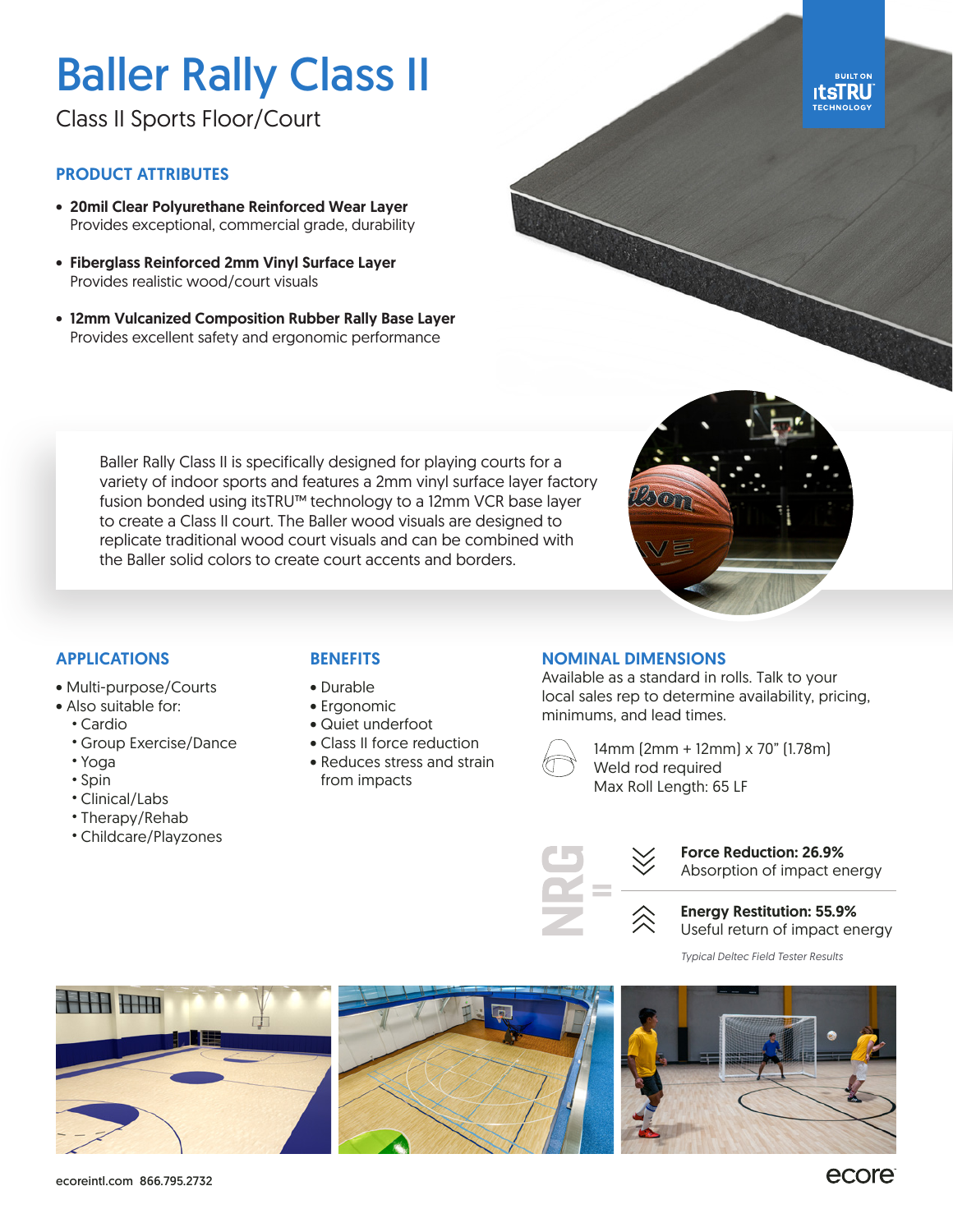# Baller Rally Class II

Class II Sports Floor/Court

BUILT ON itsTRU TECHNOLOGY

## PRODUCT ATTRIBUTES

- **20mil Clear Polyurethane Reinforced Wear Layer**
  Provides exceptional, commercial grade, durability
- **Fiberglass Reinforced 2mm Vinyl Surface Layer**
  Provides realistic wood/court visuals
- **12mm Vulcanized Composition Rubber Rally Base Layer**
  Provides excellent safety and ergonomic performance

Baller Rally Class II is specifically designed for playing courts for a variety of indoor sports and features a 2mm vinyl surface layer factory fusion bonded using itsTRU™ technology to a 12mm VCR base layer to create a Class II court. The Baller wood visuals are designed to replicate traditional wood court visuals and can be combined with the Baller solid colors to create court accents and borders.

## APPLICATIONS

- Multi-purpose/Courts
- Also suitable for:
  - Cardio
  - Group Exercise/Dance
  - Yoga
  - Spin
  - Clinical/Labs
  - Therapy/Rehab
  - Childcare/Playzones

## BENEFITS

- Durable
- Ergonomic
- Quiet underfoot
- Class II force reduction
- Reduces stress and strain from impacts

## NOMINAL DIMENSIONS

Available as a standard in rolls. Talk to your local sales rep to determine availability, pricing, minimums, and lead times.

14mm (2mm + 12mm) x 70" (1.78m)
Weld rod required
Max Roll Length: 65 LF

NRG =

**Force Reduction: 26.9%**
Absorption of impact energy

**Energy Restitution: 55.9%**
Useful return of impact energy

*Typical Deltec Field Tester Results*

ecoreintl.com 866.795.2732

ecore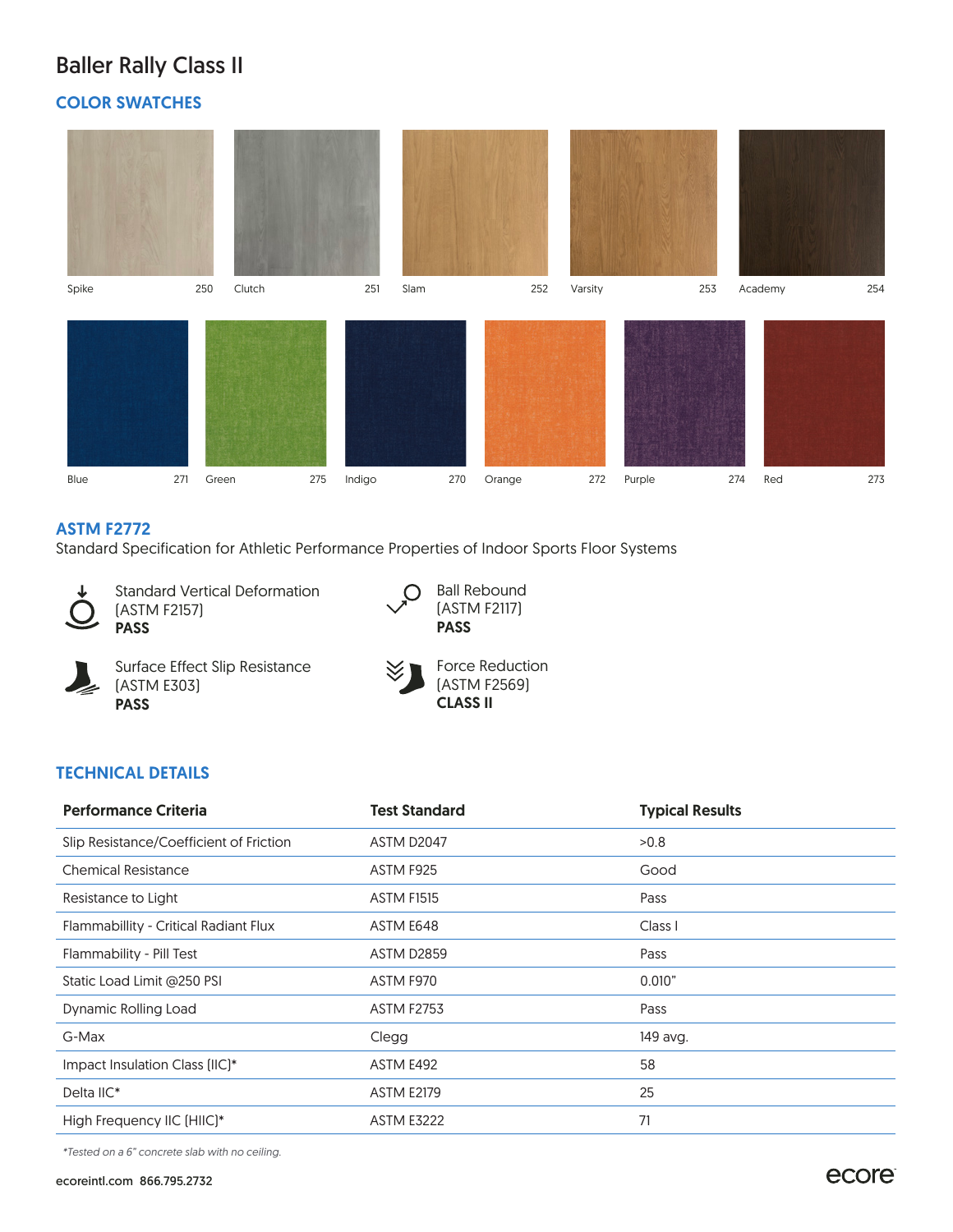# Baller Rally Class II

## COLOR SWATCHES

Spike 250

Clutch 251

Slam 252

Varsity 253

Academy 254

Blue 271

Green 275

Indigo 270

Orange 272

Purple 274

Red 273

## ASTM F2772

Standard Specification for Athletic Performance Properties of Indoor Sports Floor Systems

Standard Vertical Deformation
[ASTM F2157]
**PASS**

Ball Rebound
[ASTM F2117]
**PASS**

Surface Effect Slip Resistance
[ASTM E303]
**PASS**

Force Reduction
[ASTM F2569]
**CLASS II**

## TECHNICAL DETAILS

| Performance Criteria | Test Standard | Typical Results |
|---|---|---|
| Slip Resistance/Coefficient of Friction | ASTM D2047 | >0.8 |
| Chemical Resistance | ASTM F925 | Good |
| Resistance to Light | ASTM F1515 | Pass |
| Flammabillity - Critical Radiant Flux | ASTM E648 | Class I |
| Flammability - Pill Test | ASTM D2859 | Pass |
| Static Load Limit @250 PSI | ASTM F970 | 0.010" |
| Dynamic Rolling Load | ASTM F2753 | Pass |
| G-Max | Clegg | 149 avg. |
| Impact Insulation Class [IIC]* | ASTM E492 | 58 |
| Delta IIC* | ASTM E2179 | 25 |
| High Frequency IIC [HIIC]* | ASTM E3222 | 71 |

*\*Tested on a 6" concrete slab with no ceiling.*

ecoreintl.com 866.795.2732

ecore